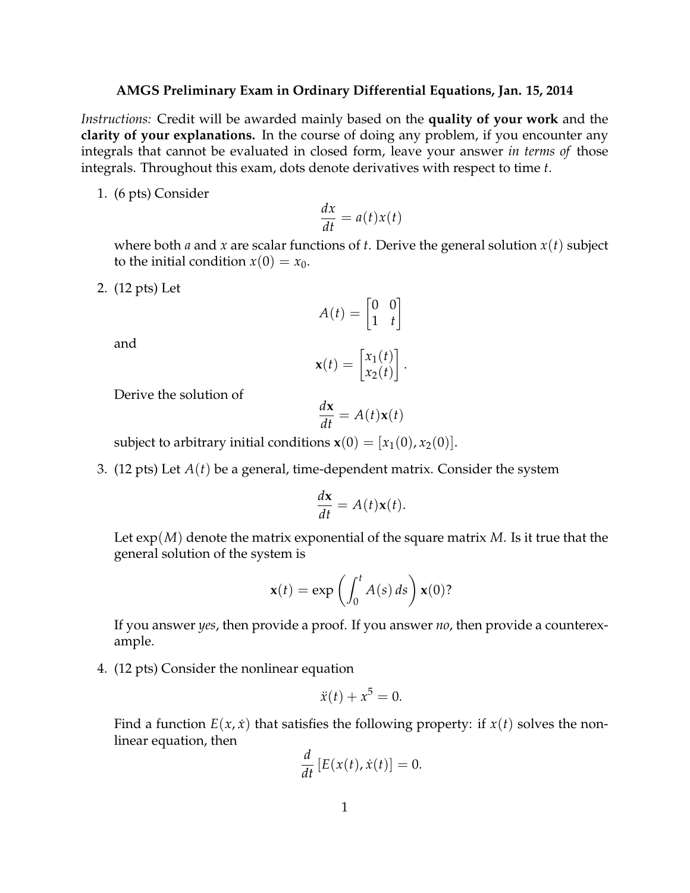**AMGS Preliminary Exam in Ordinary Differential Equations, Jan. 15, 2014**

*Instructions:* Credit will be awarded mainly based on the **quality of your work** and the **clarity of your explanations.** In the course of doing any problem, if you encounter any integrals that cannot be evaluated in closed form, leave your answer *in terms of* those integrals. Throughout this exam, dots denote derivatives with respect to time $t$.

1. (6 pts) Consider

$$\frac{dx}{dt} = a(t)x(t)$$

where both $a$ and $x$ are scalar functions of $t$. Derive the general solution $x(t)$ subject to the initial condition $x(0) = x_0$.

2. (12 pts) Let

$$A(t) = \begin{bmatrix} 0 & 0 \\ 1 & t \end{bmatrix}$$

and

$$\mathbf{x}(t) = \begin{bmatrix} x_1(t) \\ x_2(t) \end{bmatrix}.$$

Derive the solution of

$$\frac{d\mathbf{x}}{dt} = A(t)\mathbf{x}(t)$$

subject to arbitrary initial conditions $\mathbf{x}(0) = [x_1(0), x_2(0)]$.

3. (12 pts) Let $A(t)$ be a general, time-dependent matrix. Consider the system

$$\frac{d\mathbf{x}}{dt} = A(t)\mathbf{x}(t).$$

Let $\exp(M)$ denote the matrix exponential of the square matrix $M$. Is it true that the general solution of the system is

$$\mathbf{x}(t) = \exp\left(\int_0^t A(s)\, ds\right)\mathbf{x}(0)?$$

If you answer *yes*, then provide a proof. If you answer *no*, then provide a counterexample.

4. (12 pts) Consider the nonlinear equation

$$\ddot{x}(t) + x^5 = 0.$$

Find a function $E(x, \dot{x})$ that satisfies the following property: if $x(t)$ solves the nonlinear equation, then

$$\frac{d}{dt}\left[E(x(t), \dot{x}(t)\right] = 0.$$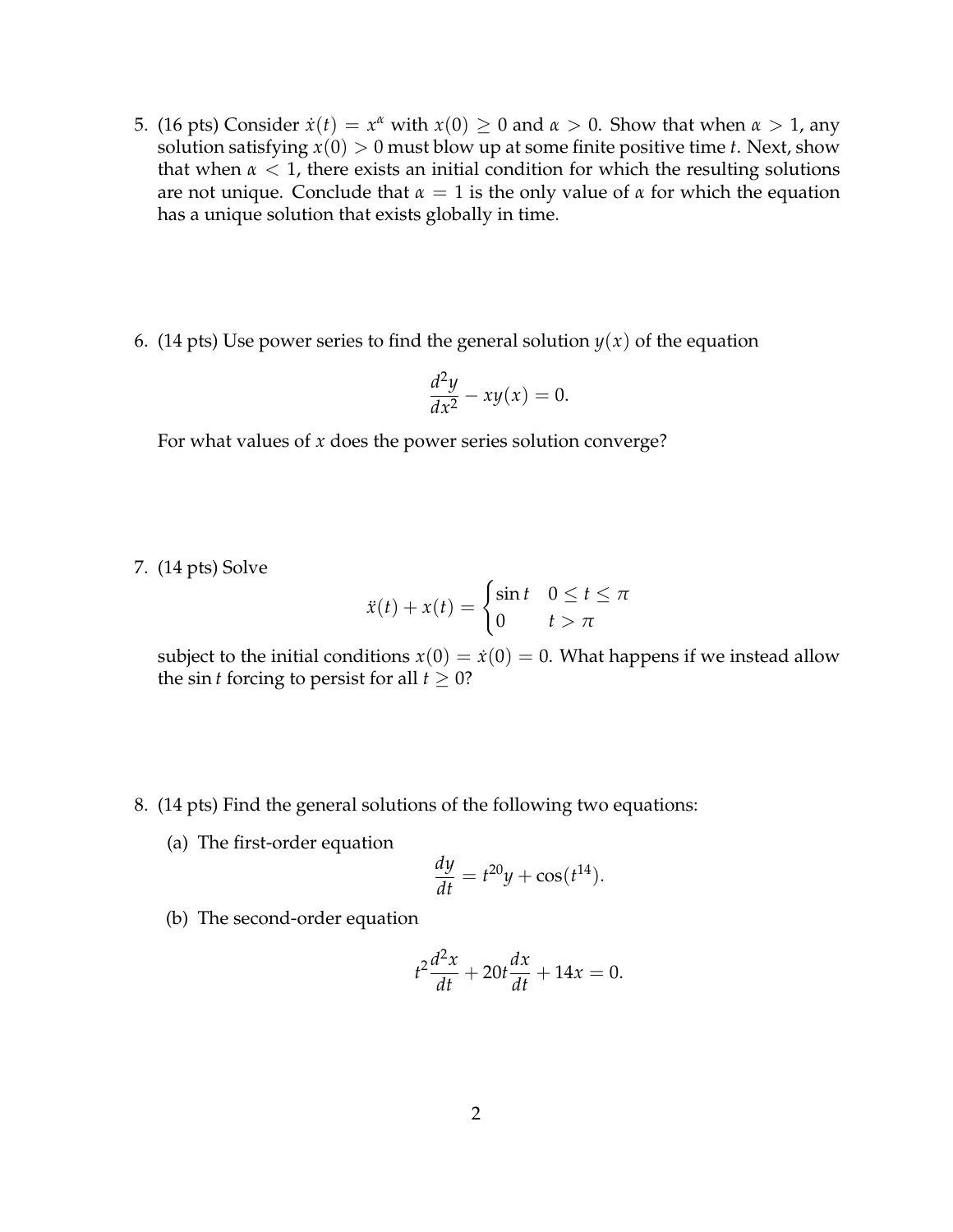5. (16 pts) Consider $\dot{x}(t) = x^\alpha$ with $x(0) \geq 0$ and $\alpha > 0$. Show that when $\alpha > 1$, any solution satisfying $x(0) > 0$ must blow up at some finite positive time $t$. Next, show that when $\alpha < 1$, there exists an initial condition for which the resulting solutions are not unique. Conclude that $\alpha = 1$ is the only value of $\alpha$ for which the equation has a unique solution that exists globally in time.

6. (14 pts) Use power series to find the general solution $y(x)$ of the equation

$$\frac{d^2y}{dx^2} - xy(x) = 0.$$

For what values of $x$ does the power series solution converge?

7. (14 pts) Solve

$$\ddot{x}(t) + x(t) = \begin{cases} \sin t & 0 \leq t \leq \pi \\ 0 & t > \pi \end{cases}$$

subject to the initial conditions $x(0) = \dot{x}(0) = 0$. What happens if we instead allow the $\sin t$ forcing to persist for all $t \geq 0$?

8. (14 pts) Find the general solutions of the following two equations:

   (a) The first-order equation

   $$\frac{dy}{dt} = t^{20}y + \cos(t^{14}).$$

   (b) The second-order equation

   $$t^2 \frac{d^2x}{dt} + 20t\frac{dx}{dt} + 14x = 0.$$